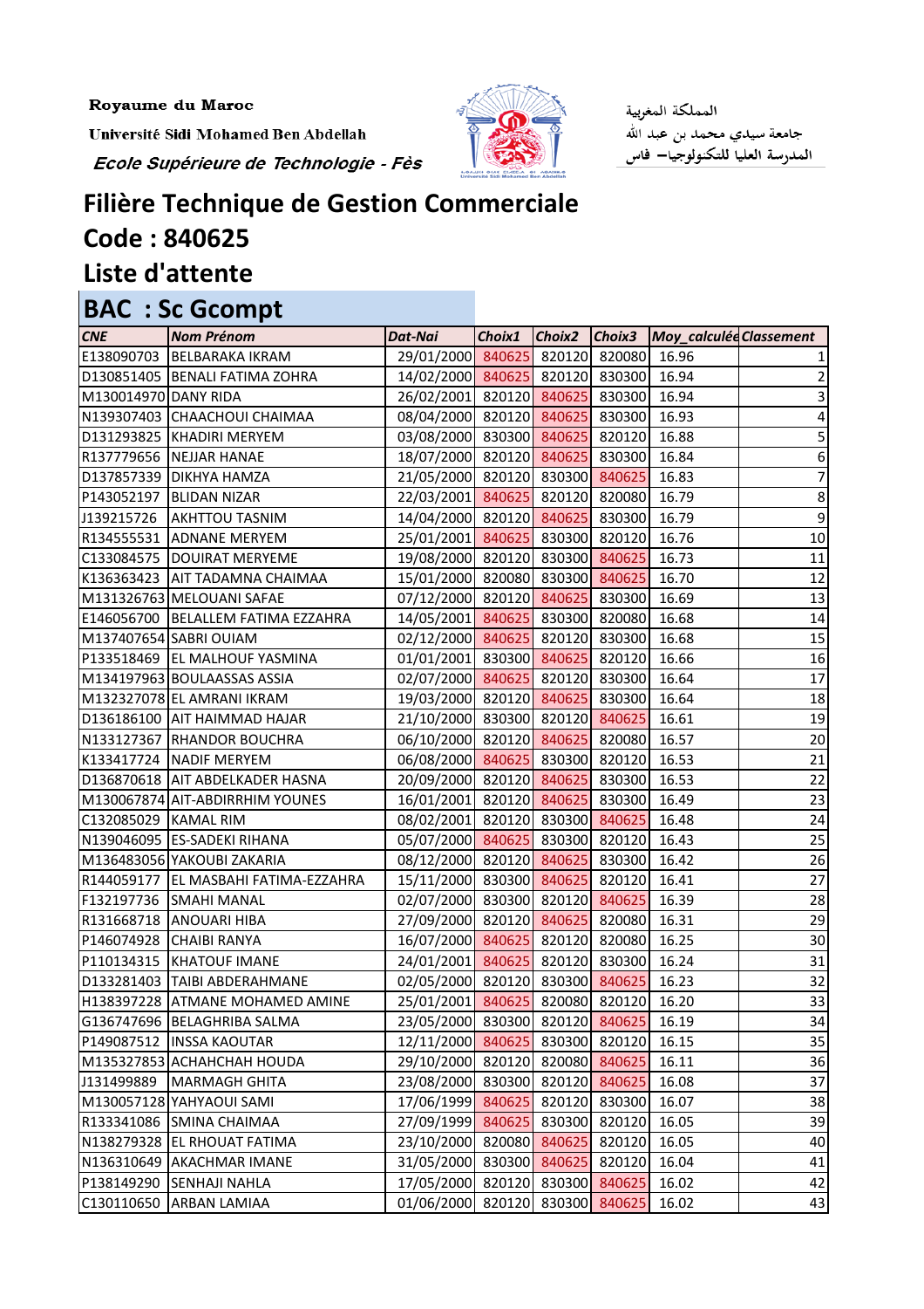Royaume du Maroc

Université Sidi Mohamed Ben Abdellah

*Ecole Supérieure de Technologie - Fès*

المملكة المغربية

جامعة سيدي محمد بن عبد الله

المدرسة العليا للتكنولوجيا– فاس

# Filière Technique de Gestion Commerciale

# Code : 840625

# Liste d'attente

## BAC : Sc Gcompt

| CNE | Nom Prénom | Dat-Nai | Choix1 | Choix2 | Choix3 | Moy_calculée | Classement |
|---|---|---|---|---|---|---|---|
| E138090703 | BELBARAKA IKRAM | 29/01/2000 | 840625 | 820120 | 820080 | 16.96 | 1 |
| D130851405 | BENALI FATIMA ZOHRA | 14/02/2000 | 840625 | 820120 | 830300 | 16.94 | 2 |
| M130014970 | DANY RIDA | 26/02/2001 | 820120 | 840625 | 830300 | 16.94 | 3 |
| N139307403 | CHAACHOUI CHAIMAA | 08/04/2000 | 820120 | 840625 | 830300 | 16.93 | 4 |
| D131293825 | KHADIRI MERYEM | 03/08/2000 | 830300 | 840625 | 820120 | 16.88 | 5 |
| R137779656 | NEJJAR HANAE | 18/07/2000 | 820120 | 840625 | 830300 | 16.84 | 6 |
| D137857339 | DIKHYA HAMZA | 21/05/2000 | 820120 | 830300 | 840625 | 16.83 | 7 |
| P143052197 | BLIDAN NIZAR | 22/03/2001 | 840625 | 820120 | 820080 | 16.79 | 8 |
| J139215726 | AKHTTOU TASNIM | 14/04/2000 | 820120 | 840625 | 830300 | 16.79 | 9 |
| R134555531 | ADNANE MERYEM | 25/01/2001 | 840625 | 830300 | 820120 | 16.76 | 10 |
| C133084575 | DOUIRAT MERYEME | 19/08/2000 | 820120 | 830300 | 840625 | 16.73 | 11 |
| K136363423 | AIT TADAMNA CHAIMAA | 15/01/2000 | 820080 | 830300 | 840625 | 16.70 | 12 |
| M131326763 | MELOUANI SAFAE | 07/12/2000 | 820120 | 840625 | 830300 | 16.69 | 13 |
| E146056700 | BELALLEM FATIMA EZZAHRA | 14/05/2001 | 840625 | 830300 | 820080 | 16.68 | 14 |
| M137407654 | SABRI OUIAM | 02/12/2000 | 840625 | 820120 | 830300 | 16.68 | 15 |
| P133518469 | EL MALHOUF YASMINA | 01/01/2001 | 830300 | 840625 | 820120 | 16.66 | 16 |
| M134197963 | BOULAASSAS ASSIA | 02/07/2000 | 840625 | 820120 | 830300 | 16.64 | 17 |
| M132327078 | EL AMRANI IKRAM | 19/03/2000 | 820120 | 840625 | 830300 | 16.64 | 18 |
| D136186100 | AIT HAIMMAD HAJAR | 21/10/2000 | 830300 | 820120 | 840625 | 16.61 | 19 |
| N133127367 | RHANDOR BOUCHRA | 06/10/2000 | 820120 | 840625 | 820080 | 16.57 | 20 |
| K133417724 | NADIF MERYEM | 06/08/2000 | 840625 | 830300 | 820120 | 16.53 | 21 |
| D136870618 | AIT ABDELKADER HASNA | 20/09/2000 | 820120 | 840625 | 830300 | 16.53 | 22 |
| M130067874 | AIT-ABDIRRHIM YOUNES | 16/01/2001 | 820120 | 840625 | 830300 | 16.49 | 23 |
| C132085029 | KAMAL RIM | 08/02/2001 | 820120 | 830300 | 840625 | 16.48 | 24 |
| N139046095 | ES-SADEKI RIHANA | 05/07/2000 | 840625 | 830300 | 820120 | 16.43 | 25 |
| M136483056 | YAKOUBI ZAKARIA | 08/12/2000 | 820120 | 840625 | 830300 | 16.42 | 26 |
| R144059177 | EL MASBAHI FATIMA-EZZAHRA | 15/11/2000 | 830300 | 840625 | 820120 | 16.41 | 27 |
| F132197736 | SMAHI MANAL | 02/07/2000 | 830300 | 820120 | 840625 | 16.39 | 28 |
| R131668718 | ANOUARI HIBA | 27/09/2000 | 820120 | 840625 | 820080 | 16.31 | 29 |
| P146074928 | CHAIBI RANYA | 16/07/2000 | 840625 | 820120 | 820080 | 16.25 | 30 |
| P110134315 | KHATOUF IMANE | 24/01/2001 | 840625 | 820120 | 830300 | 16.24 | 31 |
| D133281403 | TAIBI ABDERAHMANE | 02/05/2000 | 820120 | 830300 | 840625 | 16.23 | 32 |
| H138397228 | ATMANE MOHAMED AMINE | 25/01/2001 | 840625 | 820080 | 820120 | 16.20 | 33 |
| G136747696 | BELAGHRIBA SALMA | 23/05/2000 | 830300 | 820120 | 840625 | 16.19 | 34 |
| P149087512 | INSSA KAOUTAR | 12/11/2000 | 840625 | 830300 | 820120 | 16.15 | 35 |
| M135327853 | ACHAHCHAH HOUDA | 29/10/2000 | 820120 | 820080 | 840625 | 16.11 | 36 |
| J131499889 | MARMAGH GHITA | 23/08/2000 | 830300 | 820120 | 840625 | 16.08 | 37 |
| M130057128 | YAHYAOUI SAMI | 17/06/1999 | 840625 | 820120 | 830300 | 16.07 | 38 |
| R133341086 | SMINA CHAIMAA | 27/09/1999 | 840625 | 830300 | 820120 | 16.05 | 39 |
| N138279328 | EL RHOUAT FATIMA | 23/10/2000 | 820080 | 840625 | 820120 | 16.05 | 40 |
| N136310649 | AKACHMAR IMANE | 31/05/2000 | 830300 | 840625 | 820120 | 16.04 | 41 |
| P138149290 | SENHAJI NAHLA | 17/05/2000 | 820120 | 830300 | 840625 | 16.02 | 42 |
| C130110650 | ARBAN LAMIAA | 01/06/2000 | 820120 | 830300 | 840625 | 16.02 | 43 |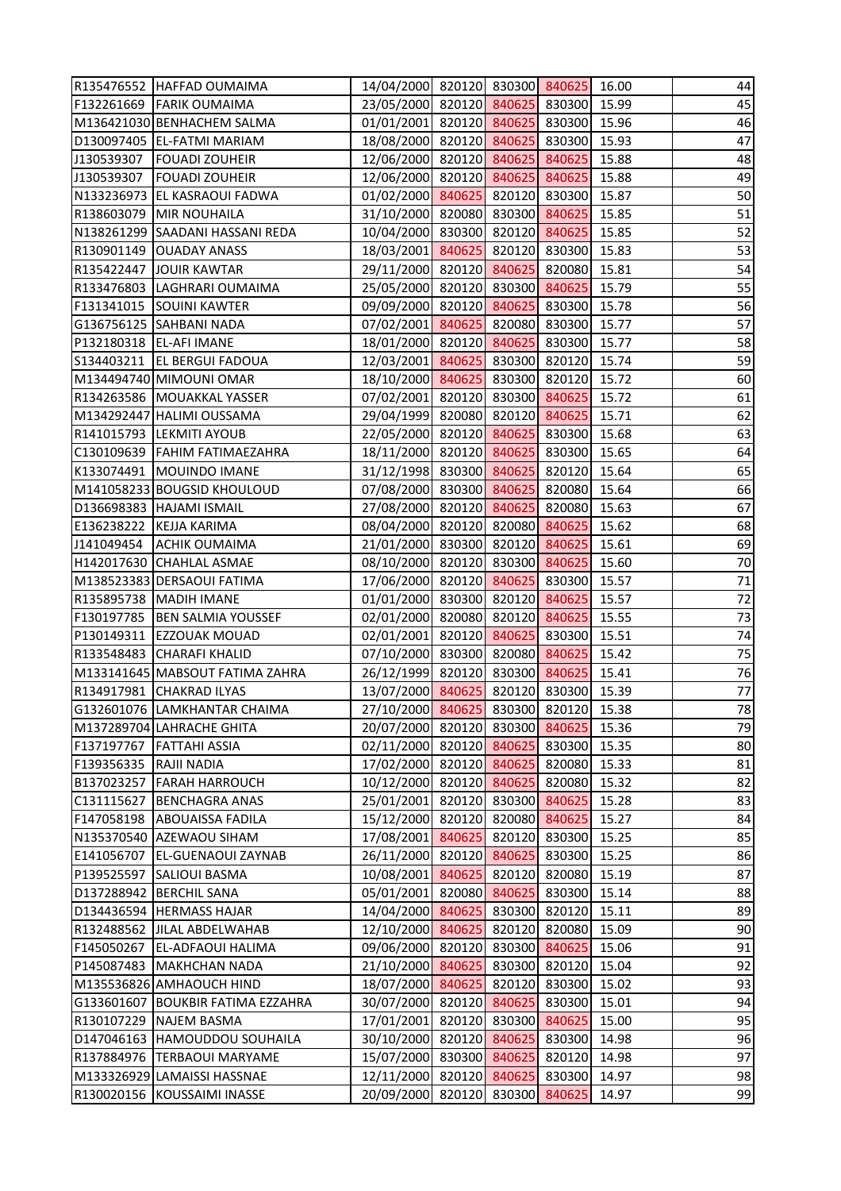| | | | | | | | |
|---|---|---|---|---|---|---|---|
| R135476552 | HAFFAD OUMAIMA | 14/04/2000 | 820120 | 830300 | 840625 | 16.00 | 44 |
| F132261669 | FARIK OUMAIMA | 23/05/2000 | 820120 | 840625 | 830300 | 15.99 | 45 |
| M136421030 | BENHACHEM SALMA | 01/01/2001 | 820120 | 840625 | 830300 | 15.96 | 46 |
| D130097405 | EL-FATMI MARIAM | 18/08/2000 | 820120 | 840625 | 830300 | 15.93 | 47 |
| J130539307 | FOUADI ZOUHEIR | 12/06/2000 | 820120 | 840625 | 840625 | 15.88 | 48 |
| J130539307 | FOUADI ZOUHEIR | 12/06/2000 | 820120 | 840625 | 840625 | 15.88 | 49 |
| N133236973 | EL KASRAOUI FADWA | 01/02/2000 | 840625 | 820120 | 830300 | 15.87 | 50 |
| R138603079 | MIR NOUHAILA | 31/10/2000 | 820080 | 830300 | 840625 | 15.85 | 51 |
| N138261299 | SAADANI HASSANI REDA | 10/04/2000 | 830300 | 820120 | 840625 | 15.85 | 52 |
| R130901149 | OUADAY ANASS | 18/03/2001 | 840625 | 820120 | 830300 | 15.83 | 53 |
| R135422447 | JOUIR KAWTAR | 29/11/2000 | 820120 | 840625 | 820080 | 15.81 | 54 |
| R133476803 | LAGHRARI OUMAIMA | 25/05/2000 | 820120 | 830300 | 840625 | 15.79 | 55 |
| F131341015 | SOUINI KAWTER | 09/09/2000 | 820120 | 840625 | 830300 | 15.78 | 56 |
| G136756125 | SAHBANI NADA | 07/02/2001 | 840625 | 820080 | 830300 | 15.77 | 57 |
| P132180318 | EL-AFI IMANE | 18/01/2000 | 820120 | 840625 | 830300 | 15.77 | 58 |
| S134403211 | EL BERGUI FADOUA | 12/03/2001 | 840625 | 830300 | 820120 | 15.74 | 59 |
| M134494740 | MIMOUNI OMAR | 18/10/2000 | 840625 | 830300 | 820120 | 15.72 | 60 |
| R134263586 | MOUAKKAL YASSER | 07/02/2001 | 820120 | 830300 | 840625 | 15.72 | 61 |
| M134292447 | HALIMI OUSSAMA | 29/04/1999 | 820080 | 820120 | 840625 | 15.71 | 62 |
| R141015793 | LEKMITI AYOUB | 22/05/2000 | 820120 | 840625 | 830300 | 15.68 | 63 |
| C130109639 | FAHIM FATIMAEZAHRA | 18/11/2000 | 820120 | 840625 | 830300 | 15.65 | 64 |
| K133074491 | MOUINDO IMANE | 31/12/1998 | 830300 | 840625 | 820120 | 15.64 | 65 |
| M141058233 | BOUGSID KHOULOUD | 07/08/2000 | 830300 | 840625 | 820080 | 15.64 | 66 |
| D136698383 | HAJAMI ISMAIL | 27/08/2000 | 820120 | 840625 | 820080 | 15.63 | 67 |
| E136238222 | KEJJA KARIMA | 08/04/2000 | 820120 | 820080 | 840625 | 15.62 | 68 |
| J141049454 | ACHIK OUMAIMA | 21/01/2000 | 830300 | 820120 | 840625 | 15.61 | 69 |
| H142017630 | CHAHLAL ASMAE | 08/10/2000 | 820120 | 830300 | 840625 | 15.60 | 70 |
| M138523383 | DERSAOUI FATIMA | 17/06/2000 | 820120 | 840625 | 830300 | 15.57 | 71 |
| R135895738 | MADIH IMANE | 01/01/2000 | 830300 | 820120 | 840625 | 15.57 | 72 |
| F130197785 | BEN SALMIA YOUSSEF | 02/01/2000 | 820080 | 820120 | 840625 | 15.55 | 73 |
| P130149311 | EZZOUAK MOUAD | 02/01/2001 | 820120 | 840625 | 830300 | 15.51 | 74 |
| R133548483 | CHARAFI KHALID | 07/10/2000 | 830300 | 820080 | 840625 | 15.42 | 75 |
| M133141645 | MABSOUT FATIMA ZAHRA | 26/12/1999 | 820120 | 830300 | 840625 | 15.41 | 76 |
| R134917981 | CHAKRAD ILYAS | 13/07/2000 | 840625 | 820120 | 830300 | 15.39 | 77 |
| G132601076 | LAMKHANTAR CHAIMA | 27/10/2000 | 840625 | 830300 | 820120 | 15.38 | 78 |
| M137289704 | LAHRACHE GHITA | 20/07/2000 | 820120 | 830300 | 840625 | 15.36 | 79 |
| F137197767 | FATTAHI ASSIA | 02/11/2000 | 820120 | 840625 | 830300 | 15.35 | 80 |
| F139356335 | RAJII NADIA | 17/02/2000 | 820120 | 840625 | 820080 | 15.33 | 81 |
| B137023257 | FARAH HARROUCH | 10/12/2000 | 820120 | 840625 | 820080 | 15.32 | 82 |
| C131115627 | BENCHAGRA ANAS | 25/01/2001 | 820120 | 830300 | 840625 | 15.28 | 83 |
| F147058198 | ABOUAISSA FADILA | 15/12/2000 | 820120 | 820080 | 840625 | 15.27 | 84 |
| N135370540 | AZEWAOU SIHAM | 17/08/2001 | 840625 | 820120 | 830300 | 15.25 | 85 |
| E141056707 | EL-GUENAOUI ZAYNAB | 26/11/2000 | 820120 | 840625 | 830300 | 15.25 | 86 |
| P139525597 | SALIOUI BASMA | 10/08/2001 | 840625 | 820120 | 820080 | 15.19 | 87 |
| D137288942 | BERCHIL SANA | 05/01/2001 | 820080 | 840625 | 830300 | 15.14 | 88 |
| D134436594 | HERMASS HAJAR | 14/04/2000 | 840625 | 830300 | 820120 | 15.11 | 89 |
| R132488562 | JILAL ABDELWAHAB | 12/10/2000 | 840625 | 820120 | 820080 | 15.09 | 90 |
| F145050267 | EL-ADFAOUI HALIMA | 09/06/2000 | 820120 | 830300 | 840625 | 15.06 | 91 |
| P145087483 | MAKHCHAN NADA | 21/10/2000 | 840625 | 830300 | 820120 | 15.04 | 92 |
| M135536826 | AMHAOUCH HIND | 18/07/2000 | 840625 | 820120 | 830300 | 15.02 | 93 |
| G133601607 | BOUKBIR FATIMA EZZAHRA | 30/07/2000 | 820120 | 840625 | 830300 | 15.01 | 94 |
| R130107229 | NAJEM BASMA | 17/01/2001 | 820120 | 830300 | 840625 | 15.00 | 95 |
| D147046163 | HAMOUDDOU SOUHAILA | 30/10/2000 | 820120 | 840625 | 830300 | 14.98 | 96 |
| R137884976 | TERBAOUI MARYAME | 15/07/2000 | 830300 | 840625 | 820120 | 14.98 | 97 |
| M133326929 | LAMAISSI HASSNAE | 12/11/2000 | 820120 | 840625 | 830300 | 14.97 | 98 |
| R130020156 | KOUSSAIMI INASSE | 20/09/2000 | 820120 | 830300 | 840625 | 14.97 | 99 |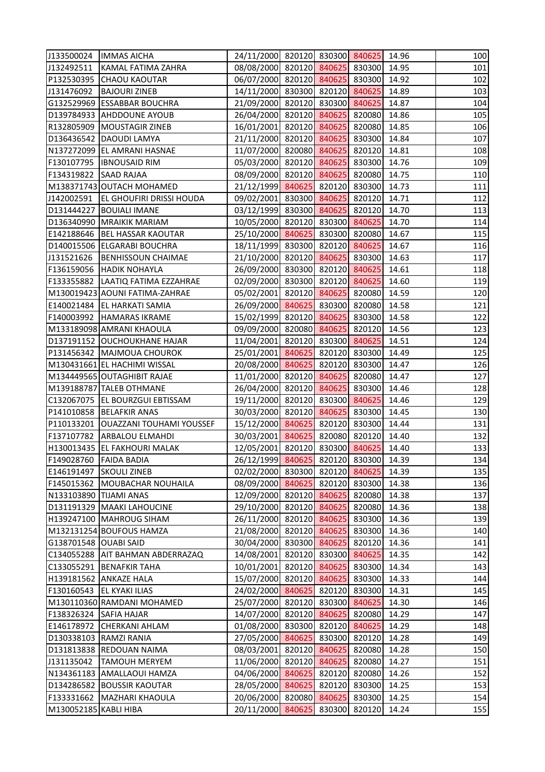| | | | | | | | |
|---|---|---|---|---|---|---|---|
| J133500024 | IMMAS AICHA | 24/11/2000 | 820120 | 830300 | 840625 | 14.96 | 100 |
| J132492511 | KAMAL FATIMA ZAHRA | 08/08/2000 | 820120 | 840625 | 830300 | 14.95 | 101 |
| P132530395 | CHAOU KAOUTAR | 06/07/2000 | 820120 | 840625 | 830300 | 14.92 | 102 |
| J131476092 | BAJOURI ZINEB | 14/11/2000 | 830300 | 820120 | 840625 | 14.89 | 103 |
| G132529969 | ESSABBAR BOUCHRA | 21/09/2000 | 820120 | 830300 | 840625 | 14.87 | 104 |
| D139784933 | AHDDOUNE AYOUB | 26/04/2000 | 820120 | 840625 | 820080 | 14.86 | 105 |
| R132805909 | MOUSTAGIR ZINEB | 16/01/2001 | 820120 | 840625 | 820080 | 14.85 | 106 |
| D136436542 | DAOUDI LAMYA | 21/11/2000 | 820120 | 840625 | 830300 | 14.84 | 107 |
| N137272099 | EL AMRANI HASNAE | 11/07/2000 | 820080 | 840625 | 820120 | 14.81 | 108 |
| F130107795 | IBNOUSAID RIM | 05/03/2000 | 820120 | 840625 | 830300 | 14.76 | 109 |
| F134319822 | SAAD RAJAA | 08/09/2000 | 820120 | 840625 | 820080 | 14.75 | 110 |
| M138371743 | OUTACH MOHAMED | 21/12/1999 | 840625 | 820120 | 830300 | 14.73 | 111 |
| J142002591 | EL GHOUFIRI DRISSI HOUDA | 09/02/2001 | 830300 | 840625 | 820120 | 14.71 | 112 |
| D131444227 | BOUIALI IMANE | 03/12/1999 | 830300 | 840625 | 820120 | 14.70 | 113 |
| D136340990 | MRAIKIK MARIAM | 10/05/2000 | 820120 | 830300 | 840625 | 14.70 | 114 |
| E142188646 | BEL HASSAR KAOUTAR | 25/10/2000 | 840625 | 830300 | 820080 | 14.67 | 115 |
| D140015506 | ELGARABI BOUCHRA | 18/11/1999 | 830300 | 820120 | 840625 | 14.67 | 116 |
| J131521626 | BENHISSOUN CHAIMAE | 21/10/2000 | 820120 | 840625 | 830300 | 14.63 | 117 |
| F136159056 | HADIK NOHAYLA | 26/09/2000 | 830300 | 820120 | 840625 | 14.61 | 118 |
| F133355882 | LAATIQ FATIMA EZZAHRAE | 02/09/2000 | 830300 | 820120 | 840625 | 14.60 | 119 |
| M130019423 | AOUNI FATIMA-ZAHRAE | 05/02/2001 | 820120 | 840625 | 820080 | 14.59 | 120 |
| E140021484 | EL HARKATI SAMIA | 26/09/2000 | 840625 | 830300 | 820080 | 14.58 | 121 |
| F140003992 | HAMARAS IKRAME | 15/02/1999 | 820120 | 840625 | 830300 | 14.58 | 122 |
| M133189098 | AMRANI KHAOULA | 09/09/2000 | 820080 | 840625 | 820120 | 14.56 | 123 |
| D137191152 | OUCHOUKHANE HAJAR | 11/04/2001 | 820120 | 830300 | 840625 | 14.51 | 124 |
| P131456342 | MAJMOUA CHOUROK | 25/01/2001 | 840625 | 820120 | 830300 | 14.49 | 125 |
| M130431661 | EL HACHIMI WISSAL | 20/08/2000 | 840625 | 820120 | 830300 | 14.47 | 126 |
| M134449565 | OUTAGHIBIT RAJAE | 11/01/2000 | 820120 | 840625 | 820080 | 14.47 | 127 |
| M139188787 | TALEB OTHMANE | 26/04/2000 | 820120 | 840625 | 830300 | 14.46 | 128 |
| C132067075 | EL BOURZGUI EBTISSAM | 19/11/2000 | 820120 | 830300 | 840625 | 14.46 | 129 |
| P141010858 | BELAFKIR ANAS | 30/03/2000 | 820120 | 840625 | 830300 | 14.45 | 130 |
| P110133201 | OUAZZANI TOUHAMI YOUSSEF | 15/12/2000 | 840625 | 820120 | 830300 | 14.44 | 131 |
| F137107782 | ARBALOU ELMAHDI | 30/03/2001 | 840625 | 820080 | 820120 | 14.40 | 132 |
| H130013435 | EL FAKHOURI MALAK | 12/05/2001 | 820120 | 830300 | 840625 | 14.40 | 133 |
| F149028760 | FAIDA BADIA | 26/12/1999 | 840625 | 820120 | 830300 | 14.39 | 134 |
| E146191497 | SKOULI ZINEB | 02/02/2000 | 830300 | 820120 | 840625 | 14.39 | 135 |
| F145015362 | MOUBACHAR NOUHAILA | 08/09/2000 | 840625 | 820120 | 830300 | 14.38 | 136 |
| N133103890 | TIJAMI ANAS | 12/09/2000 | 820120 | 840625 | 820080 | 14.38 | 137 |
| D131191329 | MAAKI LAHOUCINE | 29/10/2000 | 820120 | 840625 | 820080 | 14.36 | 138 |
| H139247100 | MAHROUG SIHAM | 26/11/2000 | 820120 | 840625 | 830300 | 14.36 | 139 |
| M132131254 | BOUFOUS HAMZA | 21/08/2000 | 820120 | 840625 | 830300 | 14.36 | 140 |
| G138701548 | OUABI SAID | 30/04/2000 | 830300 | 840625 | 820120 | 14.36 | 141 |
| C134055288 | AIT BAHMAN ABDERRAZAQ | 14/08/2001 | 820120 | 830300 | 840625 | 14.35 | 142 |
| C133055291 | BENAFKIR TAHA | 10/01/2001 | 820120 | 840625 | 830300 | 14.34 | 143 |
| H139181562 | ANKAZE HALA | 15/07/2000 | 820120 | 840625 | 830300 | 14.33 | 144 |
| F130160543 | EL KYAKI ILIAS | 24/02/2000 | 840625 | 820120 | 830300 | 14.31 | 145 |
| M130110360 | RAMDANI MOHAMED | 25/07/2000 | 820120 | 830300 | 840625 | 14.30 | 146 |
| F138326324 | SAFIA HAJAR | 14/07/2000 | 820120 | 840625 | 820080 | 14.29 | 147 |
| E146178972 | CHERKANI AHLAM | 01/08/2000 | 830300 | 820120 | 840625 | 14.29 | 148 |
| D130338103 | RAMZI RANIA | 27/05/2000 | 840625 | 830300 | 820120 | 14.28 | 149 |
| D131813838 | REDOUAN NAIMA | 08/03/2001 | 820120 | 840625 | 820080 | 14.28 | 150 |
| J131135042 | TAMOUH MERYEM | 11/06/2000 | 820120 | 840625 | 820080 | 14.27 | 151 |
| N134361183 | AMALLAOUI HAMZA | 04/06/2000 | 840625 | 820120 | 820080 | 14.26 | 152 |
| D134286582 | BOUSSIR KAOUTAR | 28/05/2000 | 840625 | 820120 | 830300 | 14.25 | 153 |
| F133331662 | MAZHARI KHAOULA | 20/06/2000 | 820080 | 840625 | 830300 | 14.25 | 154 |
| M130052185 | KABLI HIBA | 20/11/2000 | 840625 | 830300 | 820120 | 14.24 | 155 |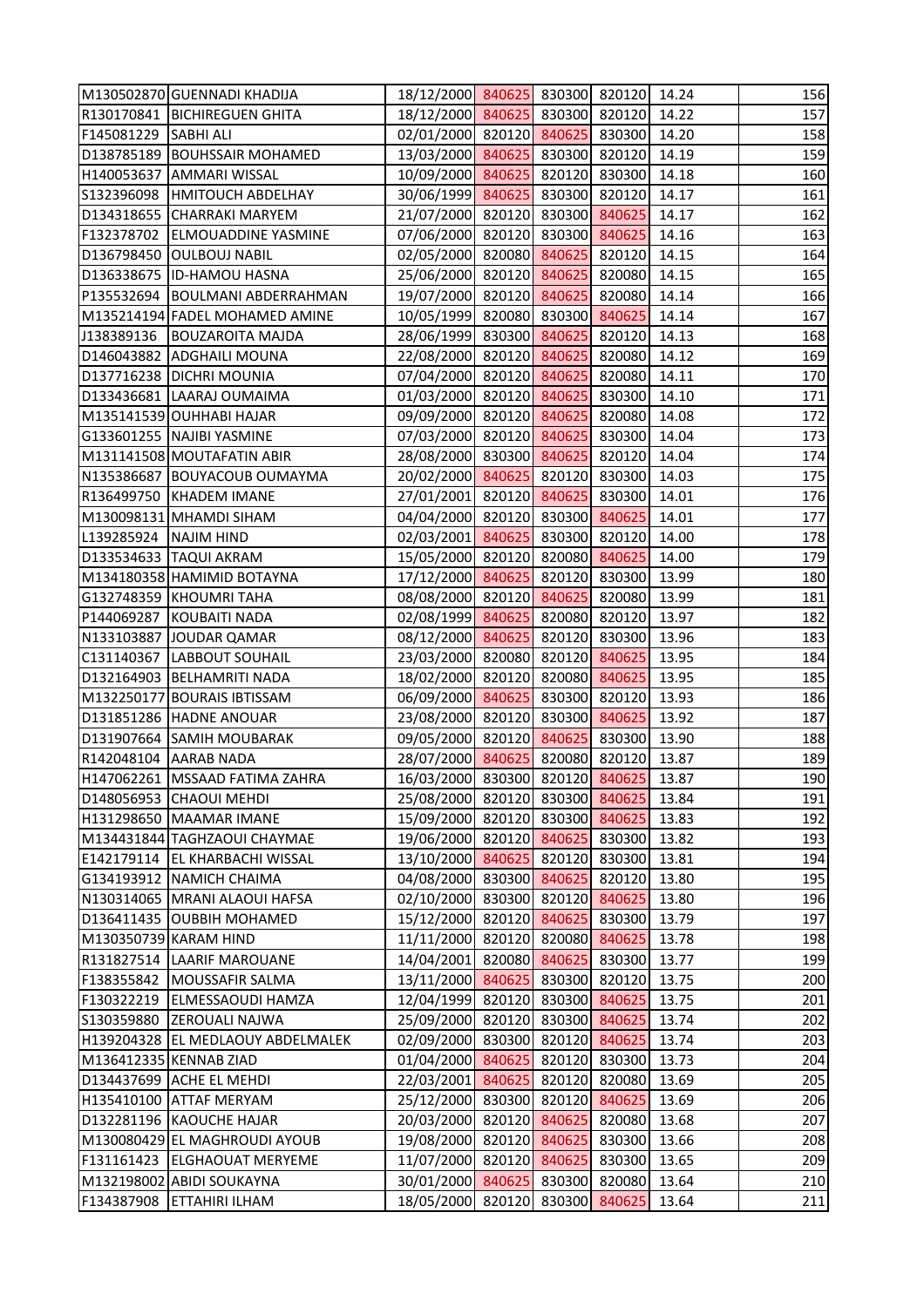| | | | | | | | |
|---|---|---|---|---|---|---|---|
| M130502870 | GUENNADI KHADIJA | 18/12/2000 | 840625 | 830300 | 820120 | 14.24 | 156 |
| R130170841 | BICHIREGUEN GHITA | 18/12/2000 | 840625 | 830300 | 820120 | 14.22 | 157 |
| F145081229 | SABHI ALI | 02/01/2000 | 820120 | 840625 | 830300 | 14.20 | 158 |
| D138785189 | BOUHSSAIR MOHAMED | 13/03/2000 | 840625 | 830300 | 820120 | 14.19 | 159 |
| H140053637 | AMMARI WISSAL | 10/09/2000 | 840625 | 820120 | 830300 | 14.18 | 160 |
| S132396098 | HMITOUCH ABDELHAY | 30/06/1999 | 840625 | 830300 | 820120 | 14.17 | 161 |
| D134318655 | CHARRAKI MARYEM | 21/07/2000 | 820120 | 830300 | 840625 | 14.17 | 162 |
| F132378702 | ELMOUADDINE YASMINE | 07/06/2000 | 820120 | 830300 | 840625 | 14.16 | 163 |
| D136798450 | OULBOUJ NABIL | 02/05/2000 | 820080 | 840625 | 820120 | 14.15 | 164 |
| D136338675 | ID-HAMOU HASNA | 25/06/2000 | 820120 | 840625 | 820080 | 14.15 | 165 |
| P135532694 | BOULMANI ABDERRAHMAN | 19/07/2000 | 820120 | 840625 | 820080 | 14.14 | 166 |
| M135214194 | FADEL MOHAMED AMINE | 10/05/1999 | 820080 | 830300 | 840625 | 14.14 | 167 |
| J138389136 | BOUZAROITA MAJDA | 28/06/1999 | 830300 | 840625 | 820120 | 14.13 | 168 |
| D146043882 | ADGHAILI MOUNA | 22/08/2000 | 820120 | 840625 | 820080 | 14.12 | 169 |
| D137716238 | DICHRI MOUNIA | 07/04/2000 | 820120 | 840625 | 820080 | 14.11 | 170 |
| D133436681 | LAARAJ OUMAIMA | 01/03/2000 | 820120 | 840625 | 830300 | 14.10 | 171 |
| M135141539 | OUHHABI HAJAR | 09/09/2000 | 820120 | 840625 | 820080 | 14.08 | 172 |
| G133601255 | NAJIBI YASMINE | 07/03/2000 | 820120 | 840625 | 830300 | 14.04 | 173 |
| M131141508 | MOUTAFATIN ABIR | 28/08/2000 | 830300 | 840625 | 820120 | 14.04 | 174 |
| N135386687 | BOUYACOUB OUMAYMA | 20/02/2000 | 840625 | 820120 | 830300 | 14.03 | 175 |
| R136499750 | KHADEM IMANE | 27/01/2001 | 820120 | 840625 | 830300 | 14.01 | 176 |
| M130098131 | MHAMDI SIHAM | 04/04/2000 | 820120 | 830300 | 840625 | 14.01 | 177 |
| L139285924 | NAJIM HIND | 02/03/2001 | 840625 | 830300 | 820120 | 14.00 | 178 |
| D133534633 | TAQUI AKRAM | 15/05/2000 | 820120 | 820080 | 840625 | 14.00 | 179 |
| M134180358 | HAMIMID BOTAYNA | 17/12/2000 | 840625 | 820120 | 830300 | 13.99 | 180 |
| G132748359 | KHOUMRI TAHA | 08/08/2000 | 820120 | 840625 | 820080 | 13.99 | 181 |
| P144069287 | KOUBAITI NADA | 02/08/1999 | 840625 | 820080 | 820120 | 13.97 | 182 |
| N133103887 | JOUDAR QAMAR | 08/12/2000 | 840625 | 820120 | 830300 | 13.96 | 183 |
| C131140367 | LABBOUT SOUHAIL | 23/03/2000 | 820080 | 820120 | 840625 | 13.95 | 184 |
| D132164903 | BELHAMRITI NADA | 18/02/2000 | 820120 | 820080 | 840625 | 13.95 | 185 |
| M132250177 | BOURAIS IBTISSAM | 06/09/2000 | 840625 | 830300 | 820120 | 13.93 | 186 |
| D131851286 | HADNE ANOUAR | 23/08/2000 | 820120 | 830300 | 840625 | 13.92 | 187 |
| D131907664 | SAMIH MOUBARAK | 09/05/2000 | 820120 | 840625 | 830300 | 13.90 | 188 |
| R142048104 | AARAB NADA | 28/07/2000 | 840625 | 820080 | 820120 | 13.87 | 189 |
| H147062261 | MSSAAD FATIMA ZAHRA | 16/03/2000 | 830300 | 820120 | 840625 | 13.87 | 190 |
| D148056953 | CHAOUI MEHDI | 25/08/2000 | 820120 | 830300 | 840625 | 13.84 | 191 |
| H131298650 | MAAMAR IMANE | 15/09/2000 | 820120 | 830300 | 840625 | 13.83 | 192 |
| M134431844 | TAGHZAOUI CHAYMAE | 19/06/2000 | 820120 | 840625 | 830300 | 13.82 | 193 |
| E142179114 | EL KHARBACHI WISSAL | 13/10/2000 | 840625 | 820120 | 830300 | 13.81 | 194 |
| G134193912 | NAMICH CHAIMA | 04/08/2000 | 830300 | 840625 | 820120 | 13.80 | 195 |
| N130314065 | MRANI ALAOUI HAFSA | 02/10/2000 | 830300 | 820120 | 840625 | 13.80 | 196 |
| D136411435 | OUBBIH MOHAMED | 15/12/2000 | 820120 | 840625 | 830300 | 13.79 | 197 |
| M130350739 | KARAM HIND | 11/11/2000 | 820120 | 820080 | 840625 | 13.78 | 198 |
| R131827514 | LAARIF MAROUANE | 14/04/2001 | 820080 | 840625 | 830300 | 13.77 | 199 |
| F138355842 | MOUSSAFIR SALMA | 13/11/2000 | 840625 | 830300 | 820120 | 13.75 | 200 |
| F130322219 | ELMESSAOUDI HAMZA | 12/04/1999 | 820120 | 830300 | 840625 | 13.75 | 201 |
| S130359880 | ZEROUALI NAJWA | 25/09/2000 | 820120 | 830300 | 840625 | 13.74 | 202 |
| H139204328 | EL MEDLAOUY ABDELMALEK | 02/09/2000 | 830300 | 820120 | 840625 | 13.74 | 203 |
| M136412335 | KENNAB ZIAD | 01/04/2000 | 840625 | 820120 | 830300 | 13.73 | 204 |
| D134437699 | ACHE EL MEHDI | 22/03/2001 | 840625 | 820120 | 820080 | 13.69 | 205 |
| H135410100 | ATTAF MERYAM | 25/12/2000 | 830300 | 820120 | 840625 | 13.69 | 206 |
| D132281196 | KAOUCHE HAJAR | 20/03/2000 | 820120 | 840625 | 820080 | 13.68 | 207 |
| M130080429 | EL MAGHROUDI AYOUB | 19/08/2000 | 820120 | 840625 | 830300 | 13.66 | 208 |
| F131161423 | ELGHAOUAT MERYEME | 11/07/2000 | 820120 | 840625 | 830300 | 13.65 | 209 |
| M132198002 | ABIDI SOUKAYNA | 30/01/2000 | 840625 | 830300 | 820080 | 13.64 | 210 |
| F134387908 | ETTAHIRI ILHAM | 18/05/2000 | 820120 | 830300 | 840625 | 13.64 | 211 |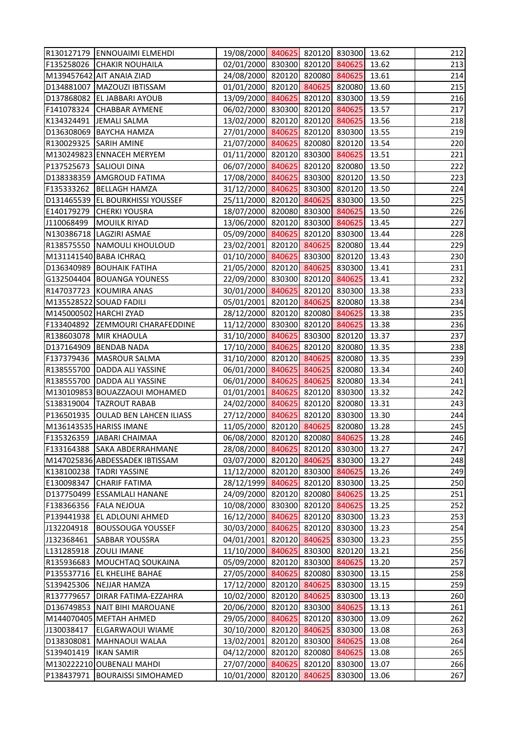| | | | | | | | |
|---|---|---|---|---|---|---|---|
| R130127179 | ENNOUAIMI ELMEHDI | 19/08/2000 | 840625 | 820120 | 830300 | 13.62 | 212 |
| F135258026 | CHAKIR NOUHAILA | 02/01/2000 | 830300 | 820120 | 840625 | 13.62 | 213 |
| M139457642 | AIT ANAIA ZIAD | 24/08/2000 | 820120 | 820080 | 840625 | 13.61 | 214 |
| D134881007 | MAZOUZI IBTISSAM | 01/01/2000 | 820120 | 840625 | 820080 | 13.60 | 215 |
| D137868082 | EL JABBARI AYOUB | 13/09/2000 | 840625 | 820120 | 830300 | 13.59 | 216 |
| F141078324 | CHABBAR AYMENE | 06/02/2000 | 830300 | 820120 | 840625 | 13.57 | 217 |
| K134324491 | JEMALI SALMA | 13/02/2000 | 820120 | 820120 | 840625 | 13.56 | 218 |
| D136308069 | BAYCHA HAMZA | 27/01/2000 | 840625 | 820120 | 830300 | 13.55 | 219 |
| R130029325 | SARIH AMINE | 21/07/2000 | 840625 | 820080 | 820120 | 13.54 | 220 |
| M130249823 | ENNACEH MERYEM | 01/11/2000 | 820120 | 830300 | 840625 | 13.51 | 221 |
| P137525673 | SALIOUI DINA | 06/07/2000 | 840625 | 820120 | 820080 | 13.50 | 222 |
| D138338359 | AMGROUD FATIMA | 17/08/2000 | 840625 | 830300 | 820120 | 13.50 | 223 |
| F135333262 | BELLAGH HAMZA | 31/12/2000 | 840625 | 830300 | 820120 | 13.50 | 224 |
| D131465539 | EL BOURKHISSI YOUSSEF | 25/11/2000 | 820120 | 840625 | 830300 | 13.50 | 225 |
| E140179279 | CHERKI YOUSRA | 18/07/2000 | 820080 | 830300 | 840625 | 13.50 | 226 |
| J110068499 | MOUILK RIYAD | 13/06/2000 | 820120 | 830300 | 840625 | 13.45 | 227 |
| N130386718 | LAGZIRI ASMAE | 05/09/2000 | 840625 | 820120 | 830300 | 13.44 | 228 |
| R138575550 | NAMOULI KHOULOUD | 23/02/2001 | 820120 | 840625 | 820080 | 13.44 | 229 |
| M131141540 | BABA ICHRAQ | 01/10/2000 | 840625 | 830300 | 820120 | 13.43 | 230 |
| D136340989 | BOUHAIK FATIHA | 21/05/2000 | 820120 | 840625 | 830300 | 13.41 | 231 |
| G132504404 | BOUANGA YOUNESS | 22/09/2000 | 830300 | 820120 | 840625 | 13.41 | 232 |
| R147037723 | KOUMIRA ANAS | 30/01/2000 | 840625 | 820120 | 830300 | 13.38 | 233 |
| M135528522 | SOUAD FADILI | 05/01/2001 | 820120 | 840625 | 820080 | 13.38 | 234 |
| M145000502 | HARCHI ZYAD | 28/12/2000 | 820120 | 820080 | 840625 | 13.38 | 235 |
| F133404892 | ZEMMOURI CHARAFEDDINE | 11/12/2000 | 830300 | 820120 | 840625 | 13.38 | 236 |
| R138603078 | MIR KHAOULA | 31/10/2000 | 840625 | 830300 | 820120 | 13.37 | 237 |
| D137164909 | BENDAB NADA | 17/10/2000 | 840625 | 820120 | 820080 | 13.35 | 238 |
| F137379436 | MASROUR SALMA | 31/10/2000 | 820120 | 840625 | 820080 | 13.35 | 239 |
| R138555700 | DADDA ALI YASSINE | 06/01/2000 | 840625 | 840625 | 820080 | 13.34 | 240 |
| R138555700 | DADDA ALI YASSINE | 06/01/2000 | 840625 | 840625 | 820080 | 13.34 | 241 |
| M130109853 | BOUAZZAOUI MOHAMED | 01/01/2001 | 840625 | 820120 | 830300 | 13.32 | 242 |
| S138319004 | TAZROUT RABAB | 24/02/2000 | 840625 | 820120 | 820080 | 13.31 | 243 |
| P136501935 | OULAD BEN LAHCEN ILIASS | 27/12/2000 | 840625 | 820120 | 830300 | 13.30 | 244 |
| M136143535 | HARISS IMANE | 11/05/2000 | 820120 | 840625 | 820080 | 13.28 | 245 |
| F135326359 | JABARI CHAIMAA | 06/08/2000 | 820120 | 820080 | 840625 | 13.28 | 246 |
| F133164388 | SAKA ABDERRAHMANE | 28/08/2000 | 840625 | 820120 | 830300 | 13.27 | 247 |
| M147025836 | ABDESSADEK IBTISSAM | 03/07/2000 | 820120 | 840625 | 830300 | 13.27 | 248 |
| K138100238 | TADRI YASSINE | 11/12/2000 | 820120 | 830300 | 840625 | 13.26 | 249 |
| E130098347 | CHARIF FATIMA | 28/12/1999 | 840625 | 820120 | 830300 | 13.25 | 250 |
| D137750499 | ESSAMLALI HANANE | 24/09/2000 | 820120 | 820080 | 840625 | 13.25 | 251 |
| F138366356 | FALA NEJOUA | 10/08/2000 | 830300 | 820120 | 840625 | 13.25 | 252 |
| P139441938 | EL ADLOUNI AHMED | 16/12/2000 | 840625 | 820120 | 830300 | 13.23 | 253 |
| J132204918 | BOUSSOUGA YOUSSEF | 30/03/2000 | 840625 | 820120 | 830300 | 13.23 | 254 |
| J132368461 | SABBAR YOUSSRA | 04/01/2001 | 820120 | 840625 | 830300 | 13.23 | 255 |
| L131285918 | ZOULI IMANE | 11/10/2000 | 840625 | 830300 | 820120 | 13.21 | 256 |
| R135936683 | MOUCHTAQ SOUKAINA | 05/09/2000 | 820120 | 830300 | 840625 | 13.20 | 257 |
| P135537716 | EL KHELIHE BAHAE | 27/05/2000 | 840625 | 820080 | 830300 | 13.15 | 258 |
| S139425306 | NEJJAR HAMZA | 17/12/2000 | 820120 | 840625 | 830300 | 13.15 | 259 |
| R137779657 | DIRAR FATIMA-EZZAHRA | 10/02/2000 | 820120 | 840625 | 830300 | 13.13 | 260 |
| D136749853 | NAIT BIHI MAROUANE | 20/06/2000 | 820120 | 830300 | 840625 | 13.13 | 261 |
| M144070405 | MEFTAH AHMED | 29/05/2000 | 840625 | 820120 | 830300 | 13.09 | 262 |
| J130038417 | ELGARWAOUI WIAME | 30/10/2000 | 820120 | 840625 | 830300 | 13.08 | 263 |
| D138308081 | MAHNAOUI WALAA | 13/02/2001 | 820120 | 830300 | 840625 | 13.08 | 264 |
| S139401419 | IKAN SAMIR | 04/12/2000 | 820120 | 820080 | 840625 | 13.08 | 265 |
| M130222210 | OUBENALI MAHDI | 27/07/2000 | 840625 | 820120 | 830300 | 13.07 | 266 |
| P138437971 | BOURAISSI SIMOHAMED | 10/01/2000 | 820120 | 840625 | 830300 | 13.06 | 267 |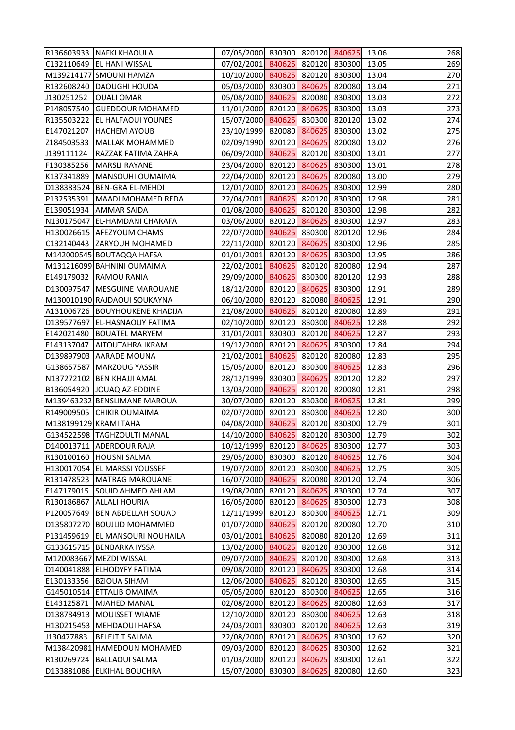| | | | | | | | |
|---|---|---|---|---|---|---|---|
| R136603933 | NAFKI KHAOULA | 07/05/2000 | 830300 | 820120 | 840625 | 13.06 | 268 |
| C132110649 | EL HANI WISSAL | 07/02/2001 | 840625 | 820120 | 830300 | 13.05 | 269 |
| M139214177 | SMOUNI HAMZA | 10/10/2000 | 840625 | 820120 | 830300 | 13.04 | 270 |
| R132608240 | DAOUGHI HOUDA | 05/03/2000 | 830300 | 840625 | 820080 | 13.04 | 271 |
| J130251252 | OUALI OMAR | 05/08/2000 | 840625 | 820080 | 830300 | 13.03 | 272 |
| P148057540 | GUEDDOUR MOHAMED | 11/01/2000 | 820120 | 840625 | 830300 | 13.03 | 273 |
| R135503222 | EL HALFAOUI YOUNES | 15/07/2000 | 840625 | 830300 | 820120 | 13.02 | 274 |
| E147021207 | HACHEM AYOUB | 23/10/1999 | 820080 | 840625 | 830300 | 13.02 | 275 |
| Z184503533 | MALLAK MOHAMMED | 02/09/1990 | 820120 | 840625 | 820080 | 13.02 | 276 |
| J139111124 | RAZZAK FATIMA ZAHRA | 06/09/2000 | 840625 | 820120 | 830300 | 13.01 | 277 |
| F130385256 | MARSLI RAYANE | 23/04/2000 | 820120 | 840625 | 830300 | 13.01 | 278 |
| K137341889 | MANSOUHI OUMAIMA | 22/04/2000 | 820120 | 840625 | 820080 | 13.00 | 279 |
| D138383524 | BEN-GRA EL-MEHDI | 12/01/2000 | 820120 | 840625 | 830300 | 12.99 | 280 |
| P132535391 | MAADI MOHAMED REDA | 22/04/2001 | 840625 | 820120 | 830300 | 12.98 | 281 |
| E139051934 | AMMAR SAIDA | 01/08/2000 | 840625 | 820120 | 830300 | 12.98 | 282 |
| N130175047 | EL-HAMDANI CHARAFA | 03/06/2000 | 820120 | 840625 | 830300 | 12.97 | 283 |
| H130026615 | AFEZYOUM CHAMS | 22/07/2000 | 840625 | 830300 | 820120 | 12.96 | 284 |
| C132140443 | ZARYOUH MOHAMED | 22/11/2000 | 820120 | 840625 | 830300 | 12.96 | 285 |
| M142000545 | BOUTAQQA HAFSA | 01/01/2001 | 820120 | 840625 | 830300 | 12.95 | 286 |
| M131216099 | BAHNINI OUMAIMA | 22/02/2001 | 840625 | 820120 | 820080 | 12.94 | 287 |
| E149179032 | RAMOU RANIA | 29/09/2000 | 840625 | 830300 | 820120 | 12.93 | 288 |
| D130097547 | MESGUINE MAROUANE | 18/12/2000 | 820120 | 840625 | 830300 | 12.91 | 289 |
| M130010190 | RAJDAOUI SOUKAYNA | 06/10/2000 | 820120 | 820080 | 840625 | 12.91 | 290 |
| A131006726 | BOUYHOUKENE KHADIJA | 21/08/2000 | 840625 | 820120 | 820080 | 12.89 | 291 |
| D139577697 | EL-HASNAOUY FATIMA | 02/10/2000 | 820120 | 830300 | 840625 | 12.88 | 292 |
| E142021480 | BOUATEL MARYEM | 31/01/2001 | 830300 | 820120 | 840625 | 12.87 | 293 |
| E143137047 | AITOUTAHRA IKRAM | 19/12/2000 | 820120 | 840625 | 830300 | 12.84 | 294 |
| D139897903 | AARADE MOUNA | 21/02/2001 | 840625 | 820120 | 820080 | 12.83 | 295 |
| G138657587 | MARZOUG YASSIR | 15/05/2000 | 820120 | 830300 | 840625 | 12.83 | 296 |
| N137272102 | BEN KHAJJI AMAL | 28/12/1999 | 830300 | 840625 | 820120 | 12.82 | 297 |
| B136054920 | JOUAQ AZ-EDDINE | 13/03/2000 | 840625 | 820120 | 820080 | 12.81 | 298 |
| M139463232 | BENSLIMANE MAROUA | 30/07/2000 | 820120 | 830300 | 840625 | 12.81 | 299 |
| R149009505 | CHIKIR OUMAIMA | 02/07/2000 | 820120 | 830300 | 840625 | 12.80 | 300 |
| M138199129 | KRAMI TAHA | 04/08/2000 | 840625 | 820120 | 830300 | 12.79 | 301 |
| G134522598 | TAGHZOULTI MANAL | 14/10/2000 | 840625 | 820120 | 830300 | 12.79 | 302 |
| D140013711 | ADERDOUR RAJA | 10/12/1999 | 820120 | 840625 | 830300 | 12.77 | 303 |
| R130100160 | HOUSNI SALMA | 29/05/2000 | 830300 | 820120 | 840625 | 12.76 | 304 |
| H130017054 | EL MARSSI YOUSSEF | 19/07/2000 | 820120 | 830300 | 840625 | 12.75 | 305 |
| R131478523 | MATRAG MAROUANE | 16/07/2000 | 840625 | 820080 | 820120 | 12.74 | 306 |
| E147179015 | SOUID AHMED AHLAM | 19/08/2000 | 820120 | 840625 | 830300 | 12.74 | 307 |
| R130186867 | ALLALI HOURIA | 16/05/2000 | 820120 | 840625 | 830300 | 12.73 | 308 |
| P120057649 | BEN ABDELLAH SOUAD | 12/11/1999 | 820120 | 830300 | 840625 | 12.71 | 309 |
| D135807270 | BOUJLID MOHAMMED | 01/07/2000 | 840625 | 820120 | 820080 | 12.70 | 310 |
| P131459619 | EL MANSOURI NOUHAILA | 03/01/2001 | 840625 | 820080 | 820120 | 12.69 | 311 |
| G133615715 | BENBARKA IYSSA | 13/02/2000 | 840625 | 820120 | 830300 | 12.68 | 312 |
| M120083667 | MEZDI WISSAL | 09/07/2000 | 840625 | 820120 | 830300 | 12.68 | 313 |
| D140041888 | ELHODYFY FATIMA | 09/08/2000 | 820120 | 840625 | 830300 | 12.68 | 314 |
| E130133356 | BZIOUA SIHAM | 12/06/2000 | 840625 | 820120 | 830300 | 12.65 | 315 |
| G145010514 | ETTALIB OMAIMA | 05/05/2000 | 820120 | 830300 | 840625 | 12.65 | 316 |
| E143125871 | MJAHED MANAL | 02/08/2000 | 820120 | 840625 | 820080 | 12.63 | 317 |
| D138784913 | MOUISSET WIAME | 12/10/2000 | 820120 | 830300 | 840625 | 12.63 | 318 |
| H130215453 | MEHDAOUI HAFSA | 24/03/2001 | 830300 | 820120 | 840625 | 12.63 | 319 |
| J130477883 | BELEJTIT SALMA | 22/08/2000 | 820120 | 840625 | 830300 | 12.62 | 320 |
| M138420981 | HAMEDOUN MOHAMED | 09/03/2000 | 820120 | 840625 | 830300 | 12.62 | 321 |
| R130269724 | BALLAOUI SALMA | 01/03/2000 | 820120 | 840625 | 830300 | 12.61 | 322 |
| D133881086 | ELKIHAL BOUCHRA | 15/07/2000 | 830300 | 840625 | 820080 | 12.60 | 323 |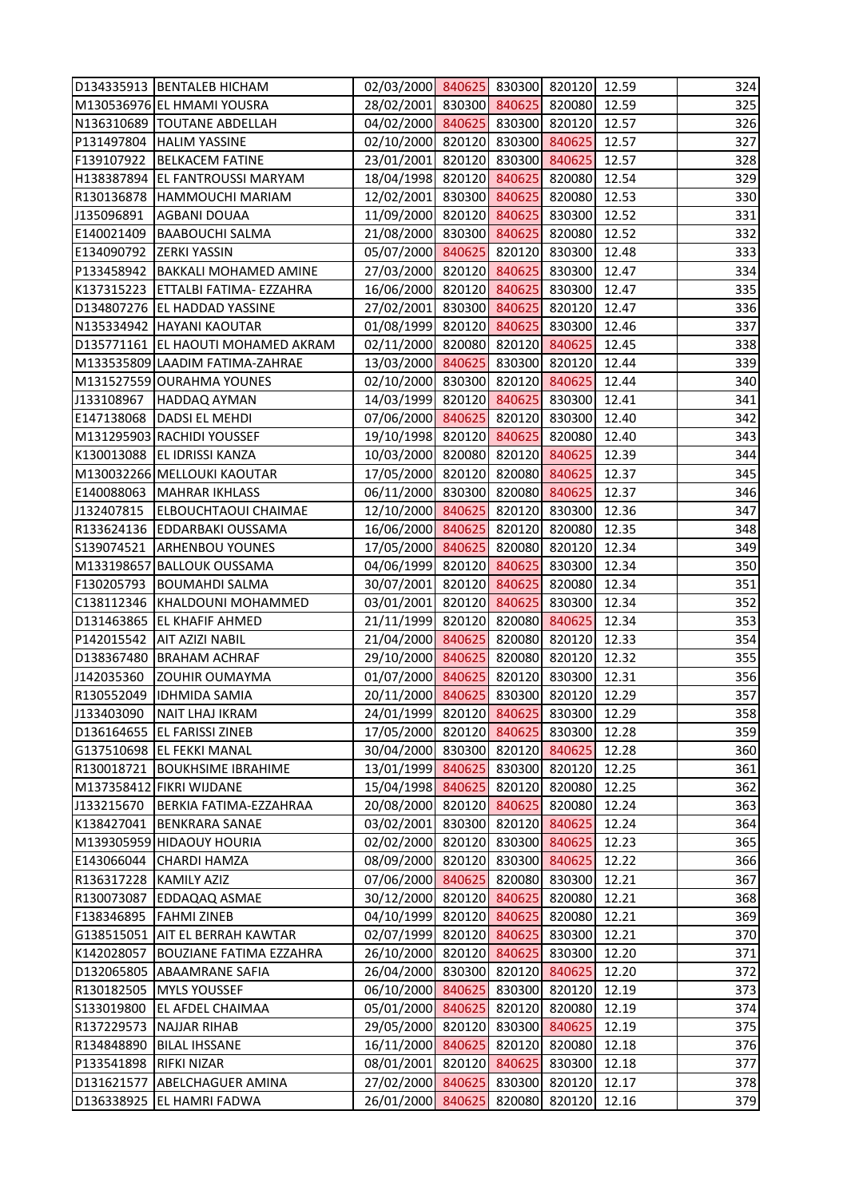| | | | | | | | |
|---|---|---|---|---|---|---|---|
| D134335913 | BENTALEB HICHAM | 02/03/2000 | 840625 | 830300 | 820120 | 12.59 | 324 |
| M130536976 | EL HMAMI YOUSRA | 28/02/2001 | 830300 | 840625 | 820080 | 12.59 | 325 |
| N136310689 | TOUTANE ABDELLAH | 04/02/2000 | 840625 | 830300 | 820120 | 12.57 | 326 |
| P131497804 | HALIM YASSINE | 02/10/2000 | 820120 | 830300 | 840625 | 12.57 | 327 |
| F139107922 | BELKACEM FATINE | 23/01/2001 | 820120 | 830300 | 840625 | 12.57 | 328 |
| H138387894 | EL FANTROUSSI MARYAM | 18/04/1998 | 820120 | 840625 | 820080 | 12.54 | 329 |
| R130136878 | HAMMOUCHI MARIAM | 12/02/2001 | 830300 | 840625 | 820080 | 12.53 | 330 |
| J135096891 | AGBANI DOUAA | 11/09/2000 | 820120 | 840625 | 830300 | 12.52 | 331 |
| E140021409 | BAABOUCHI SALMA | 21/08/2000 | 830300 | 840625 | 820080 | 12.52 | 332 |
| E134090792 | ZERKI YASSIN | 05/07/2000 | 840625 | 820120 | 830300 | 12.48 | 333 |
| P133458942 | BAKKALI MOHAMED AMINE | 27/03/2000 | 820120 | 840625 | 830300 | 12.47 | 334 |
| K137315223 | ETTALBI FATIMA- EZZAHRA | 16/06/2000 | 820120 | 840625 | 830300 | 12.47 | 335 |
| D134807276 | EL HADDAD YASSINE | 27/02/2001 | 830300 | 840625 | 820120 | 12.47 | 336 |
| N135334942 | HAYANI KAOUTAR | 01/08/1999 | 820120 | 840625 | 830300 | 12.46 | 337 |
| D135771161 | EL HAOUTI MOHAMED AKRAM | 02/11/2000 | 820080 | 820120 | 840625 | 12.45 | 338 |
| M133535809 | LAADIM FATIMA-ZAHRAE | 13/03/2000 | 840625 | 830300 | 820120 | 12.44 | 339 |
| M131527559 | OURAHMA YOUNES | 02/10/2000 | 830300 | 820120 | 840625 | 12.44 | 340 |
| J133108967 | HADDAQ AYMAN | 14/03/1999 | 820120 | 840625 | 830300 | 12.41 | 341 |
| E147138068 | DADSI EL MEHDI | 07/06/2000 | 840625 | 820120 | 830300 | 12.40 | 342 |
| M131295903 | RACHIDI YOUSSEF | 19/10/1998 | 820120 | 840625 | 820080 | 12.40 | 343 |
| K130013088 | EL IDRISSI KANZA | 10/03/2000 | 820080 | 820120 | 840625 | 12.39 | 344 |
| M130032266 | MELLOUKI KAOUTAR | 17/05/2000 | 820120 | 820080 | 840625 | 12.37 | 345 |
| E140088063 | MAHRAR IKHLASS | 06/11/2000 | 830300 | 820080 | 840625 | 12.37 | 346 |
| J132407815 | ELBOUCHTAOUI CHAIMAE | 12/10/2000 | 840625 | 820120 | 830300 | 12.36 | 347 |
| R133624136 | EDDARBAKI OUSSAMA | 16/06/2000 | 840625 | 820120 | 820080 | 12.35 | 348 |
| S139074521 | ARHENBOU YOUNES | 17/05/2000 | 840625 | 820080 | 820120 | 12.34 | 349 |
| M133198657 | BALLOUK OUSSAMA | 04/06/1999 | 820120 | 840625 | 830300 | 12.34 | 350 |
| F130205793 | BOUMAHDI SALMA | 30/07/2001 | 820120 | 840625 | 820080 | 12.34 | 351 |
| C138112346 | KHALDOUNI MOHAMMED | 03/01/2001 | 820120 | 840625 | 830300 | 12.34 | 352 |
| D131463865 | EL KHAFIF AHMED | 21/11/1999 | 820120 | 820080 | 840625 | 12.34 | 353 |
| P142015542 | AIT AZIZI NABIL | 21/04/2000 | 840625 | 820080 | 820120 | 12.33 | 354 |
| D138367480 | BRAHAM ACHRAF | 29/10/2000 | 840625 | 820080 | 820120 | 12.32 | 355 |
| J142035360 | ZOUHIR OUMAYMA | 01/07/2000 | 840625 | 820120 | 830300 | 12.31 | 356 |
| R130552049 | IDHMIDA SAMIA | 20/11/2000 | 840625 | 830300 | 820120 | 12.29 | 357 |
| J133403090 | NAIT LHAJ IKRAM | 24/01/1999 | 820120 | 840625 | 830300 | 12.29 | 358 |
| D136164655 | EL FARISSI ZINEB | 17/05/2000 | 820120 | 840625 | 830300 | 12.28 | 359 |
| G137510698 | EL FEKKI MANAL | 30/04/2000 | 830300 | 820120 | 840625 | 12.28 | 360 |
| R130018721 | BOUKHSIME IBRAHIME | 13/01/1999 | 840625 | 830300 | 820120 | 12.25 | 361 |
| M137358412 | FIKRI WIJDANE | 15/04/1998 | 840625 | 820120 | 820080 | 12.25 | 362 |
| J133215670 | BERKIA FATIMA-EZZAHRAA | 20/08/2000 | 820120 | 840625 | 820080 | 12.24 | 363 |
| K138427041 | BENKRARA SANAE | 03/02/2001 | 830300 | 820120 | 840625 | 12.24 | 364 |
| M139305959 | HIDAOUY HOURIA | 02/02/2000 | 820120 | 830300 | 840625 | 12.23 | 365 |
| E143066044 | CHARDI HAMZA | 08/09/2000 | 820120 | 830300 | 840625 | 12.22 | 366 |
| R136317228 | KAMILY AZIZ | 07/06/2000 | 840625 | 820080 | 830300 | 12.21 | 367 |
| R130073087 | EDDAQAQ ASMAE | 30/12/2000 | 820120 | 840625 | 820080 | 12.21 | 368 |
| F138346895 | FAHMI ZINEB | 04/10/1999 | 820120 | 840625 | 820080 | 12.21 | 369 |
| G138515051 | AIT EL BERRAH KAWTAR | 02/07/1999 | 820120 | 840625 | 830300 | 12.21 | 370 |
| K142028057 | BOUZIANE FATIMA EZZAHRA | 26/10/2000 | 820120 | 840625 | 830300 | 12.20 | 371 |
| D132065805 | ABAAMRANE SAFIA | 26/04/2000 | 830300 | 820120 | 840625 | 12.20 | 372 |
| R130182505 | MYLS YOUSSEF | 06/10/2000 | 840625 | 830300 | 820120 | 12.19 | 373 |
| S133019800 | EL AFDEL CHAIMAA | 05/01/2000 | 840625 | 820120 | 820080 | 12.19 | 374 |
| R137229573 | NAJJAR RIHAB | 29/05/2000 | 820120 | 830300 | 840625 | 12.19 | 375 |
| R134848890 | BILAL IHSSANE | 16/11/2000 | 840625 | 820120 | 820080 | 12.18 | 376 |
| P133541898 | RIFKI NIZAR | 08/01/2001 | 820120 | 840625 | 830300 | 12.18 | 377 |
| D131621577 | ABELCHAGUER AMINA | 27/02/2000 | 840625 | 830300 | 820120 | 12.17 | 378 |
| D136338925 | EL HAMRI FADWA | 26/01/2000 | 840625 | 820080 | 820120 | 12.16 | 379 |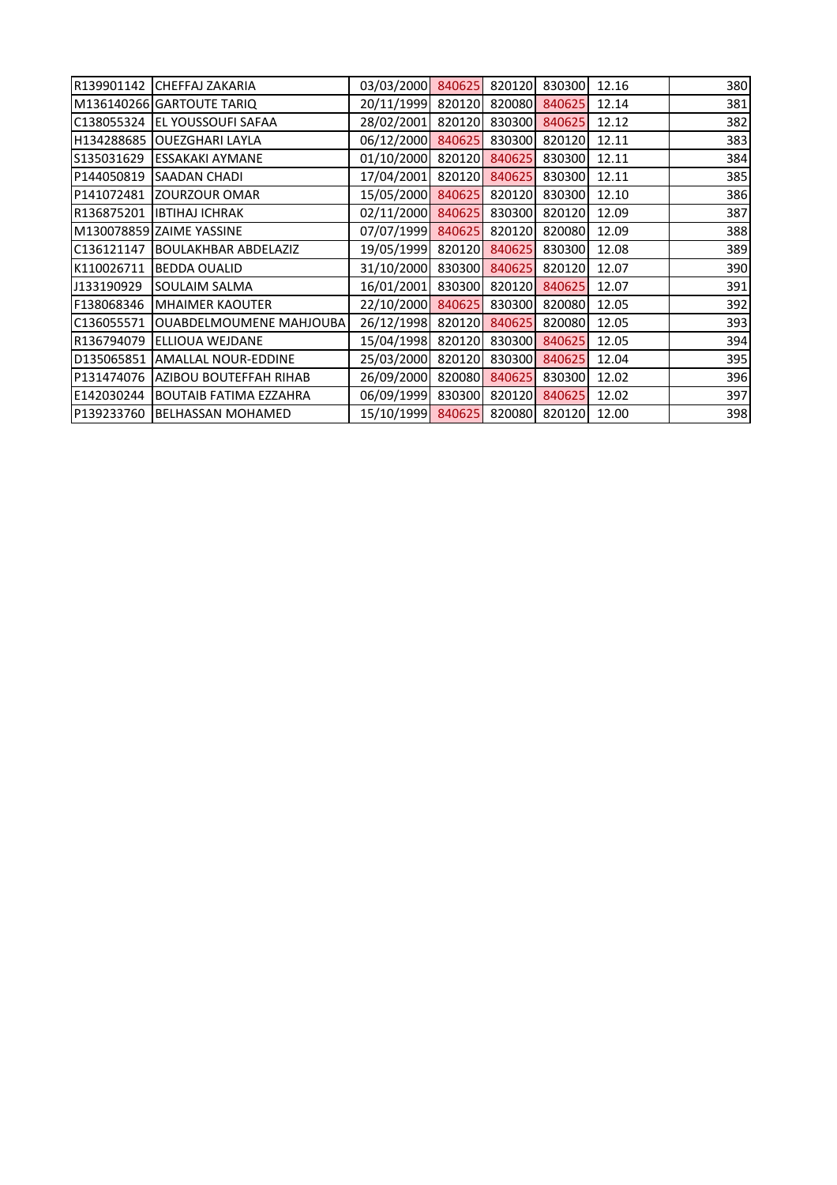| | | | | | | | |
|---|---|---|---|---|---|---|---|
| R139901142 | CHEFFAJ ZAKARIA | 03/03/2000 | 840625 | 820120 | 830300 | 12.16 | 380 |
| M136140266 | GARTOUTE TARIQ | 20/11/1999 | 820120 | 820080 | 840625 | 12.14 | 381 |
| C138055324 | EL YOUSSOUFI SAFAA | 28/02/2001 | 820120 | 830300 | 840625 | 12.12 | 382 |
| H134288685 | OUEZGHARI LAYLA | 06/12/2000 | 840625 | 830300 | 820120 | 12.11 | 383 |
| S135031629 | ESSAKAKI AYMANE | 01/10/2000 | 820120 | 840625 | 830300 | 12.11 | 384 |
| P144050819 | SAADAN CHADI | 17/04/2001 | 820120 | 840625 | 830300 | 12.11 | 385 |
| P141072481 | ZOURZOUR OMAR | 15/05/2000 | 840625 | 820120 | 830300 | 12.10 | 386 |
| R136875201 | IBTIHAJ ICHRAK | 02/11/2000 | 840625 | 830300 | 820120 | 12.09 | 387 |
| M130078859 | ZAIME YASSINE | 07/07/1999 | 840625 | 820120 | 820080 | 12.09 | 388 |
| C136121147 | BOULAKHBAR ABDELAZIZ | 19/05/1999 | 820120 | 840625 | 830300 | 12.08 | 389 |
| K110026711 | BEDDA OUALID | 31/10/2000 | 830300 | 840625 | 820120 | 12.07 | 390 |
| J133190929 | SOULAIM SALMA | 16/01/2001 | 830300 | 820120 | 840625 | 12.07 | 391 |
| F138068346 | MHAIMER KAOUTER | 22/10/2000 | 840625 | 830300 | 820080 | 12.05 | 392 |
| C136055571 | OUABDELMOUMENE MAHJOUBA | 26/12/1998 | 820120 | 840625 | 820080 | 12.05 | 393 |
| R136794079 | ELLIOUA WEJDANE | 15/04/1998 | 820120 | 830300 | 840625 | 12.05 | 394 |
| D135065851 | AMALLAL NOUR-EDDINE | 25/03/2000 | 820120 | 830300 | 840625 | 12.04 | 395 |
| P131474076 | AZIBOU BOUTEFFAH RIHAB | 26/09/2000 | 820080 | 840625 | 830300 | 12.02 | 396 |
| E142030244 | BOUTAIB FATIMA EZZAHRA | 06/09/1999 | 830300 | 820120 | 840625 | 12.02 | 397 |
| P139233760 | BELHASSAN MOHAMED | 15/10/1999 | 840625 | 820080 | 820120 | 12.00 | 398 |